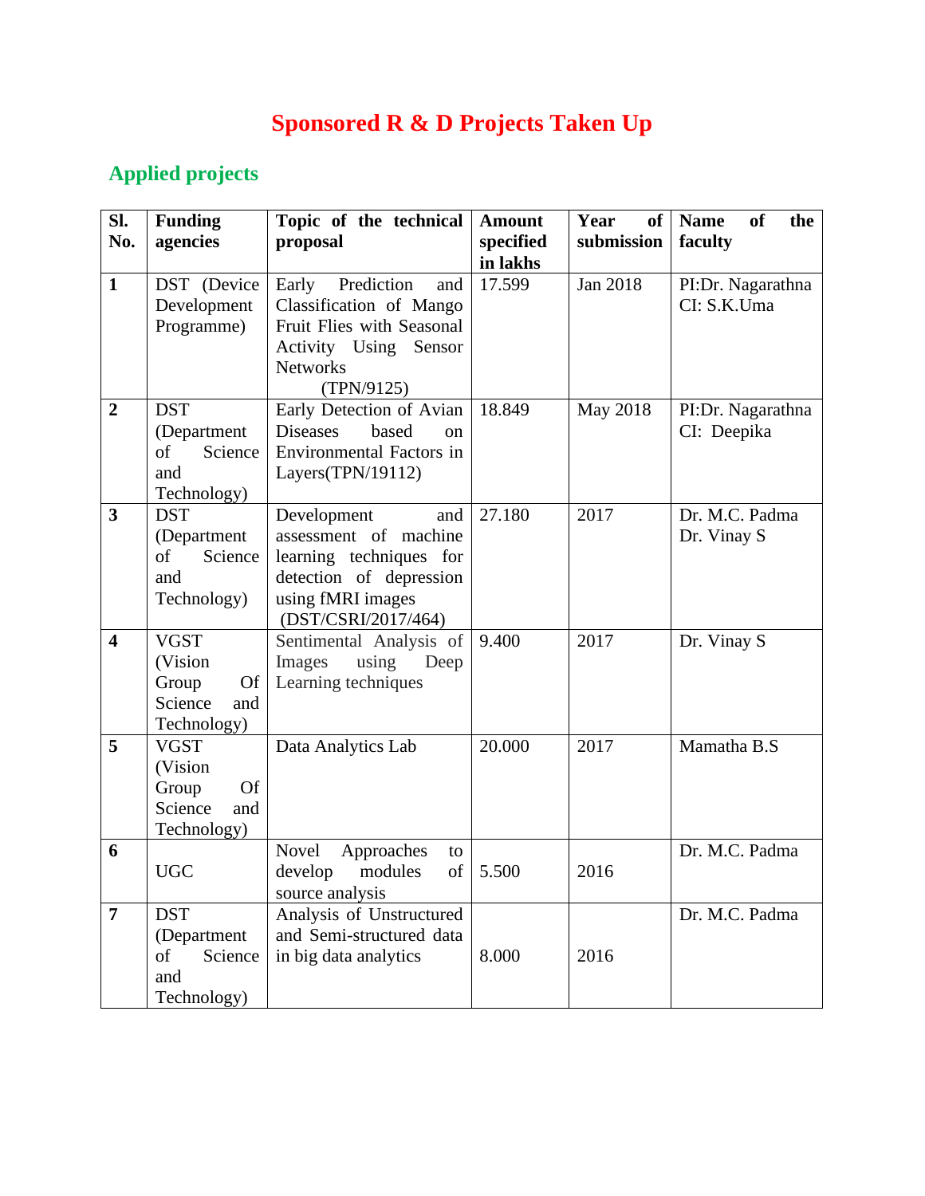# Sponsored R & D Projects Taken Up

## Applied projects

| Sl. No. | Funding agencies | Topic of the technical proposal | Amount specified in lakhs | Year of submission | Name of the faculty |
|---|---|---|---|---|---|
| 1 | DST (Device Development Programme) | Early Prediction and Classification of Mango Fruit Flies with Seasonal Activity Using Sensor Networks (TPN/9125) | 17.599 | Jan 2018 | PI:Dr. Nagarathna CI: S.K.Uma |
| 2 | DST (Department of Science and Technology) | Early Detection of Avian Diseases based on Environmental Factors in Layers(TPN/19112) | 18.849 | May 2018 | PI:Dr. Nagarathna CI: Deepika |
| 3 | DST (Department of Science and Technology) | Development and assessment of machine learning techniques for detection of depression using fMRI images (DST/CSRI/2017/464) | 27.180 | 2017 | Dr. M.C. Padma Dr. Vinay S |
| 4 | VGST (Vision Group Of Science and Technology) | Sentimental Analysis of Images using Deep Learning techniques | 9.400 | 2017 | Dr. Vinay S |
| 5 | VGST (Vision Group Of Science and Technology) | Data Analytics Lab | 20.000 | 2017 | Mamatha B.S |
| 6 | UGC | Novel Approaches to develop modules of source analysis | 5.500 | 2016 | Dr. M.C. Padma |
| 7 | DST (Department of Science and Technology) | Analysis of Unstructured and Semi-structured data in big data analytics | 8.000 | 2016 | Dr. M.C. Padma |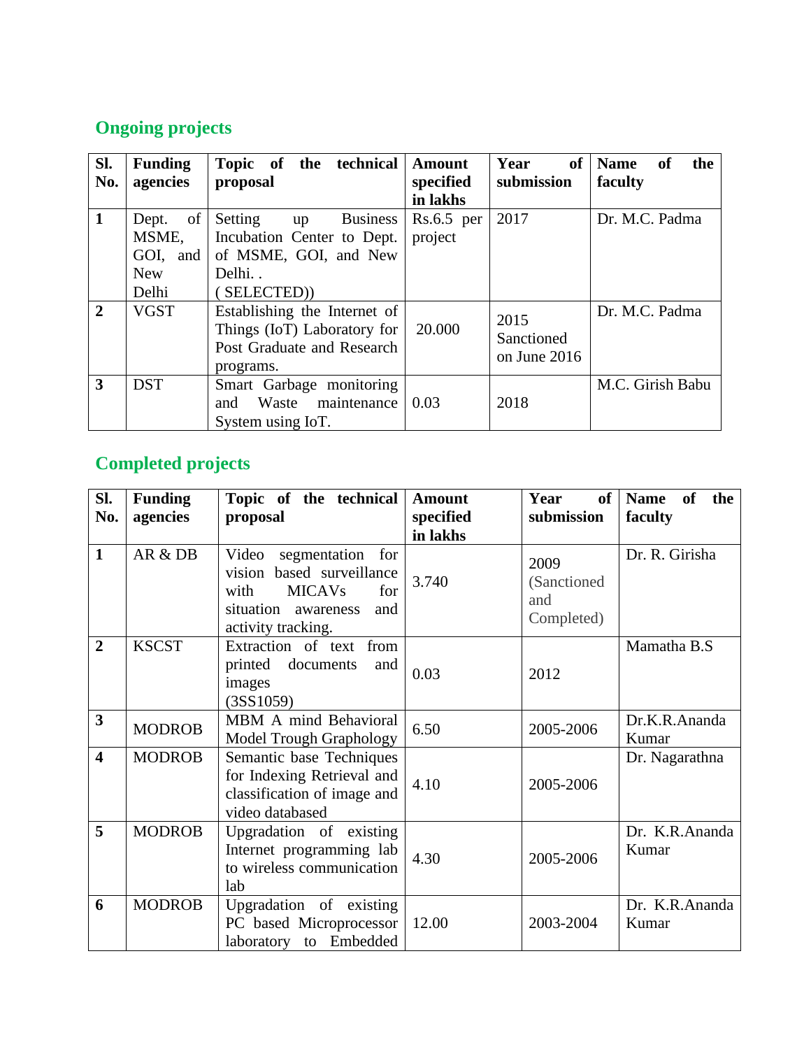## Ongoing projects

| Sl. No. | Funding agencies | Topic of the technical proposal | Amount specified in lakhs | Year of submission | Name of the faculty |
|---|---|---|---|---|---|
| 1 | Dept. of MSME, GOI, and New Delhi | Setting up Business Incubation Center to Dept. of MSME, GOI, and New Delhi. . ( SELECTED)) | Rs.6.5 per project | 2017 | Dr. M.C. Padma |
| 2 | VGST | Establishing the Internet of Things (IoT) Laboratory for Post Graduate and Research programs. | 20.000 | 2015 Sanctioned on June 2016 | Dr. M.C. Padma |
| 3 | DST | Smart Garbage monitoring and Waste maintenance System using IoT. | 0.03 | 2018 | M.C. Girish Babu |

## Completed projects

| Sl. No. | Funding agencies | Topic of the technical proposal | Amount specified in lakhs | Year of submission | Name of the faculty |
|---|---|---|---|---|---|
| 1 | AR & DB | Video segmentation for vision based surveillance with MICAVs for situation awareness and activity tracking. | 3.740 | 2009 (Sanctioned and Completed) | Dr. R. Girisha |
| 2 | KSCST | Extraction of text from printed documents and images (3SS1059) | 0.03 | 2012 | Mamatha B.S |
| 3 | MODROB | MBM A mind Behavioral Model Trough Graphology | 6.50 | 2005-2006 | Dr.K.R.Ananda Kumar |
| 4 | MODROB | Semantic base Techniques for Indexing Retrieval and classification of image and video databased | 4.10 | 2005-2006 | Dr. Nagarathna |
| 5 | MODROB | Upgradation of existing Internet programming lab to wireless communication lab | 4.30 | 2005-2006 | Dr. K.R.Ananda Kumar |
| 6 | MODROB | Upgradation of existing PC based Microprocessor laboratory to Embedded | 12.00 | 2003-2004 | Dr. K.R.Ananda Kumar |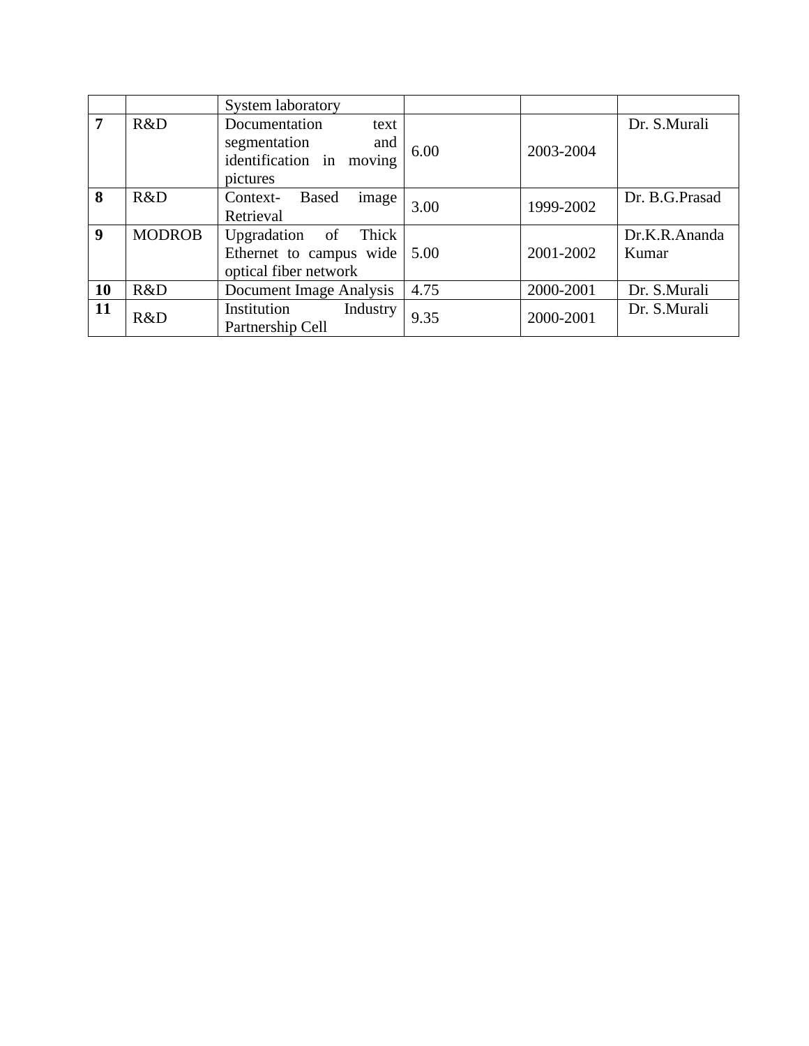| | | | | | |
|---|---|---|---|---|---|
| | | System laboratory | | | |
| **7** | R&D | Documentation text segmentation and identification in moving pictures | 6.00 | 2003-2004 | Dr. S.Murali |
| **8** | R&D | Context- Based image Retrieval | 3.00 | 1999-2002 | Dr. B.G.Prasad |
| **9** | MODROB | Upgradation of Thick Ethernet to campus wide optical fiber network | 5.00 | 2001-2002 | Dr.K.R.Ananda Kumar |
| **10** | R&D | Document Image Analysis | 4.75 | 2000-2001 | Dr. S.Murali |
| **11** | R&D | Institution Industry Partnership Cell | 9.35 | 2000-2001 | Dr. S.Murali |